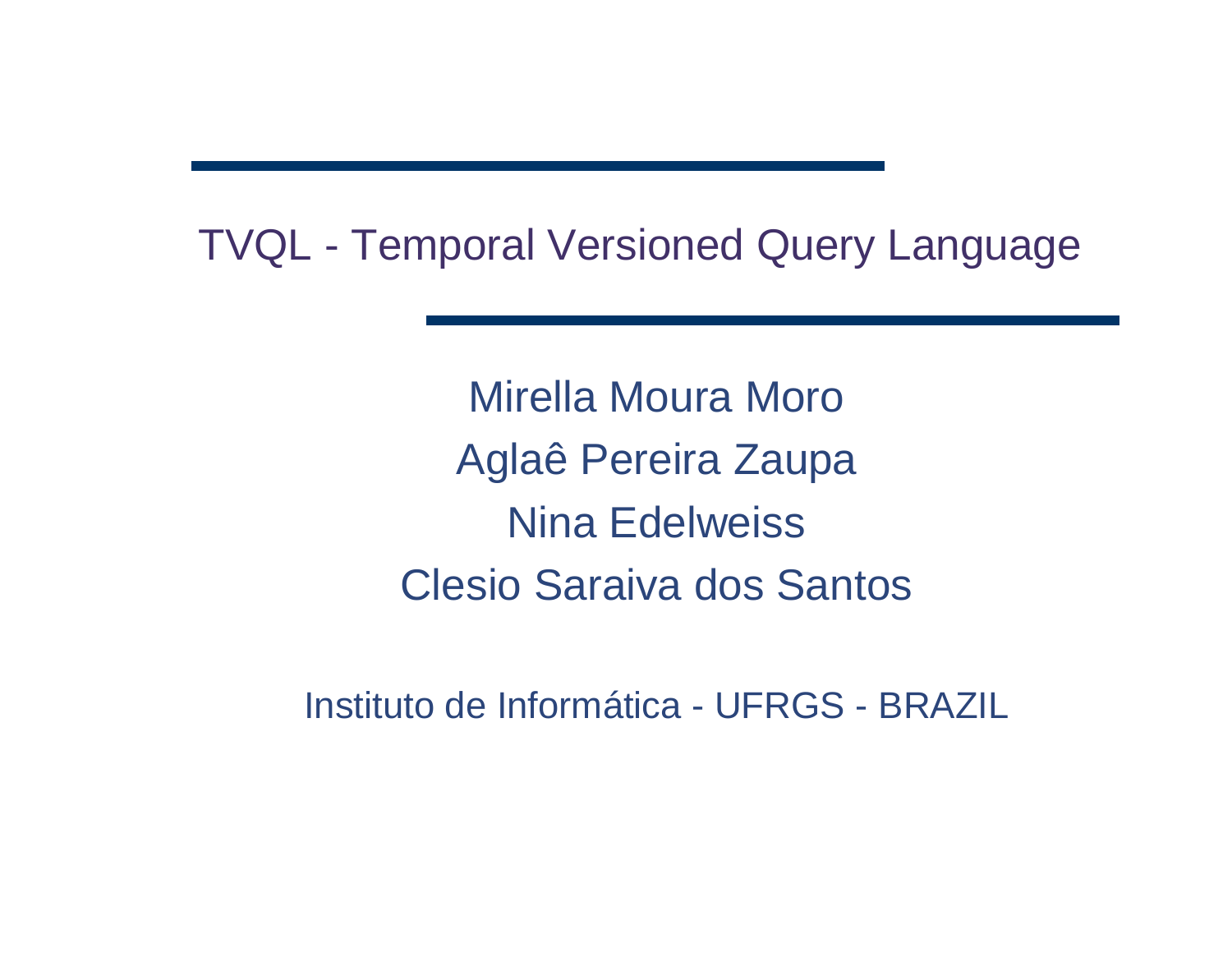# TVQL - Temporal Versioned Query Language

Mirella Moura Moro

Aglaê Pereira Zaupa

Nina Edelweiss

Clesio Saraiva dos Santos

Instituto de Informática - UFRGS - BRAZIL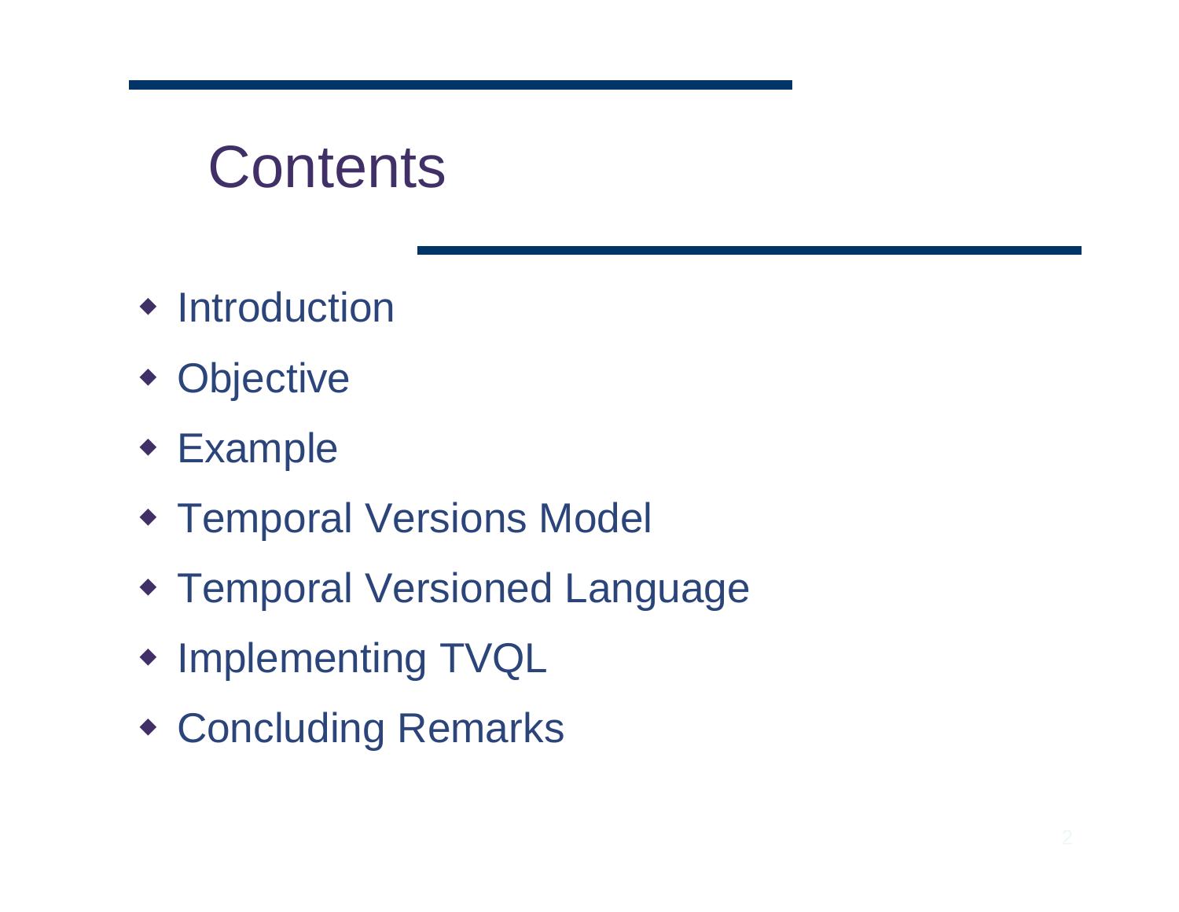# Contents

- Introduction
- Objective
- Example
- Temporal Versions Model
- Temporal Versioned Language
- Implementing TVQL
- Concluding Remarks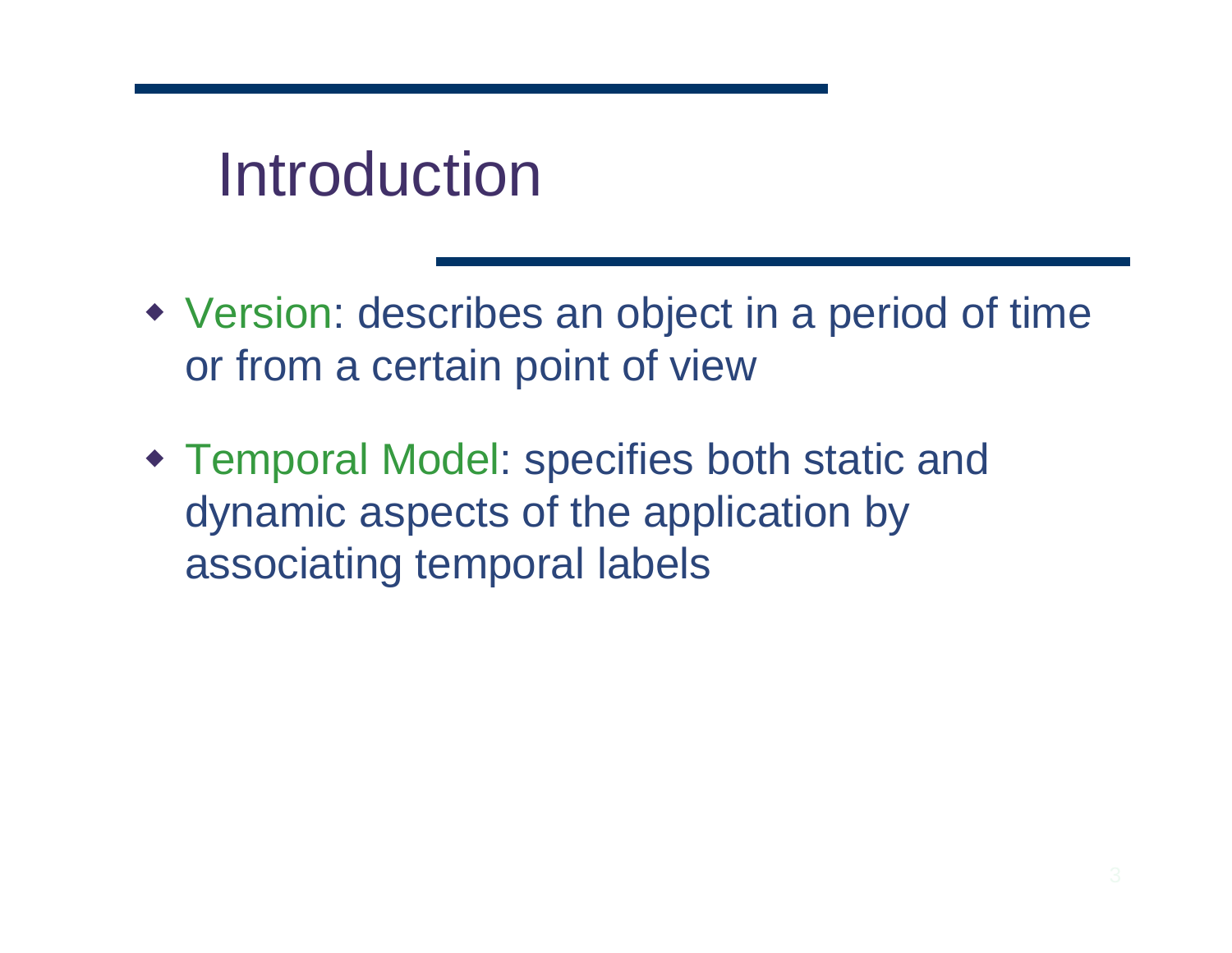# Introduction

- Version: describes an object in a period of time or from a certain point of view

- Temporal Model: specifies both static and dynamic aspects of the application by associating temporal labels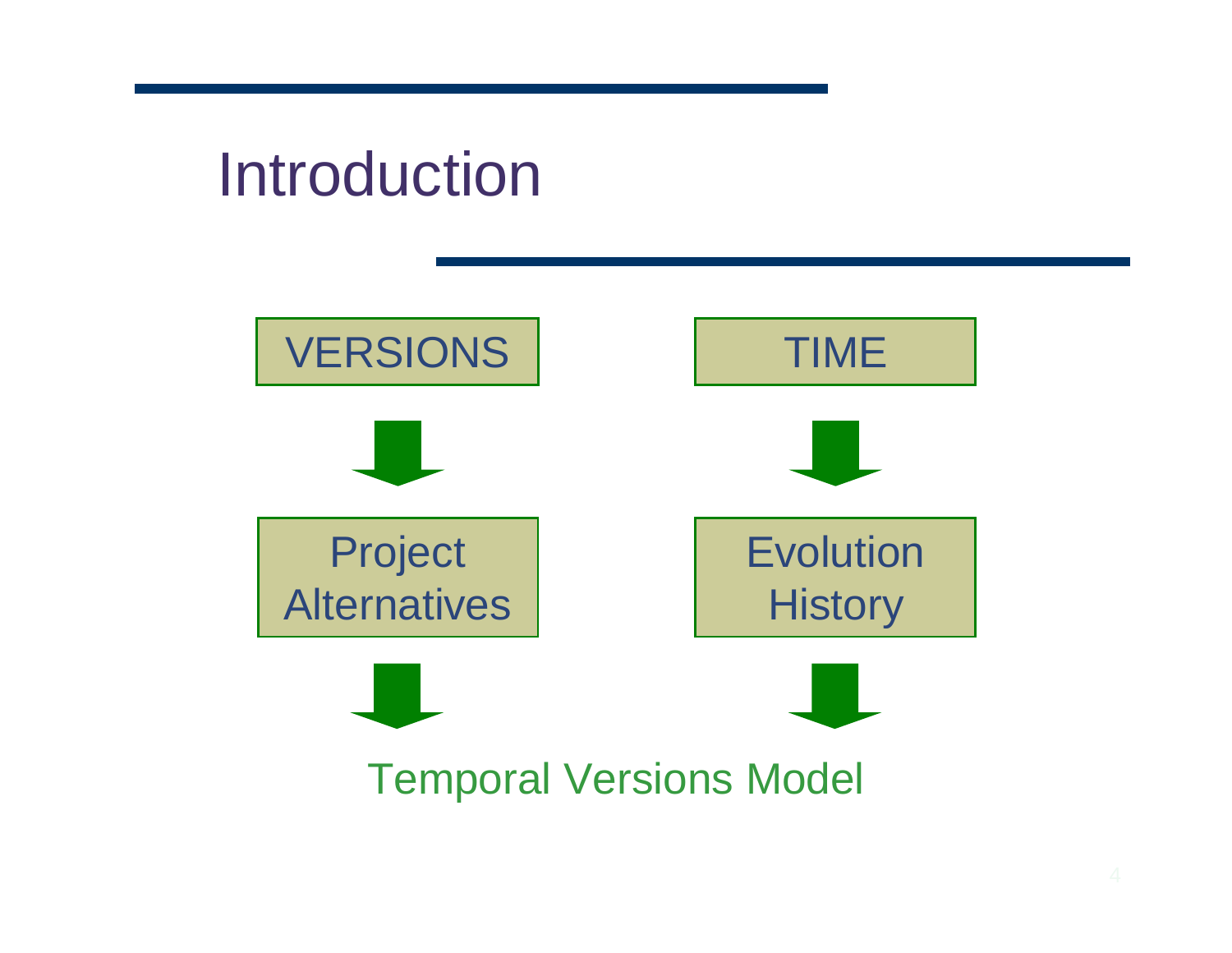# Introduction

VERSIONS → Project Alternatives →

TIME → Evolution History →

Temporal Versions Model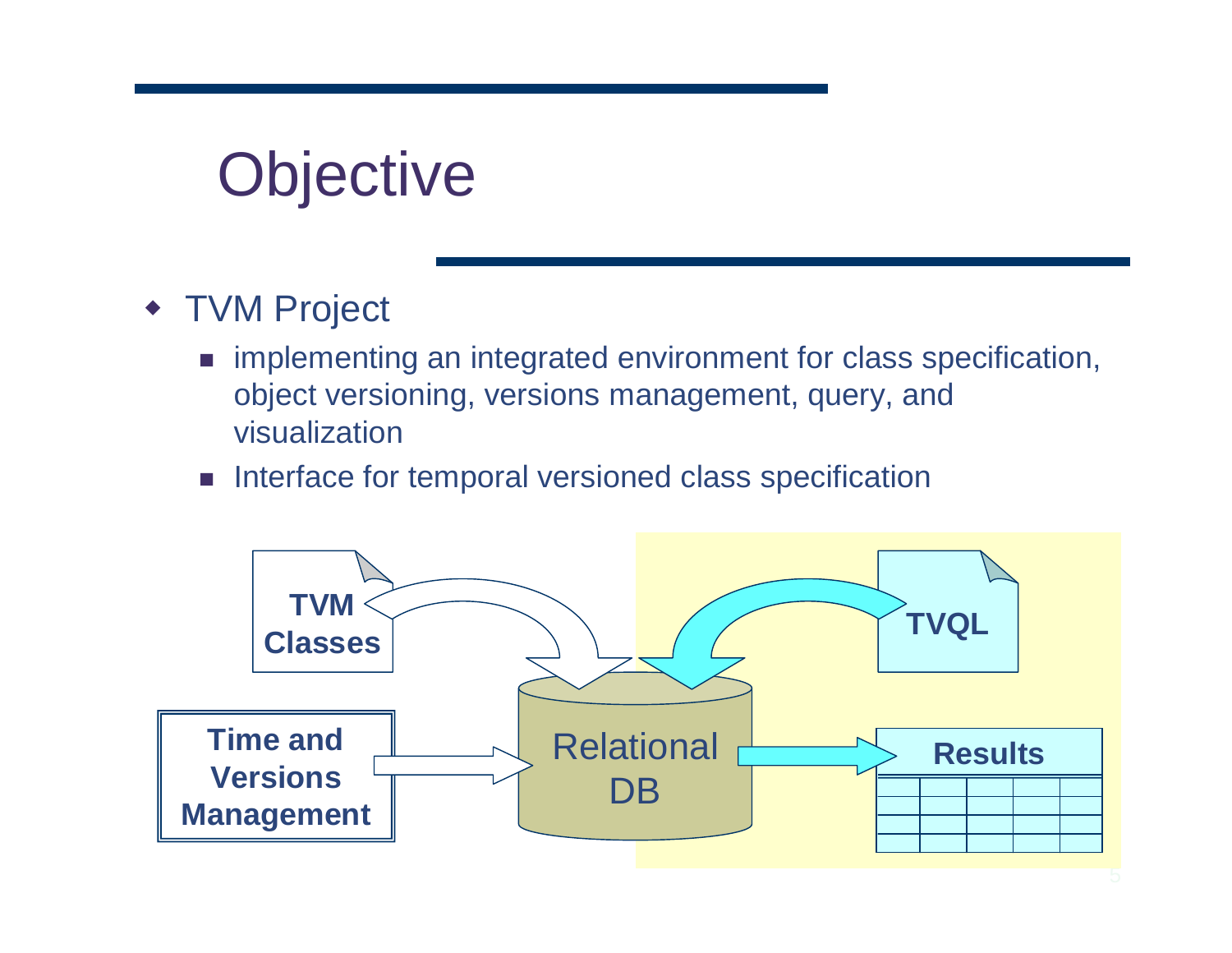# Objective

- TVM Project
  - implementing an integrated environment for class specification, object versioning, versions management, query, and visualization
  - Interface for temporal versioned class specification

TVM Classes

TVQL

Time and Versions Management

Relational DB

Results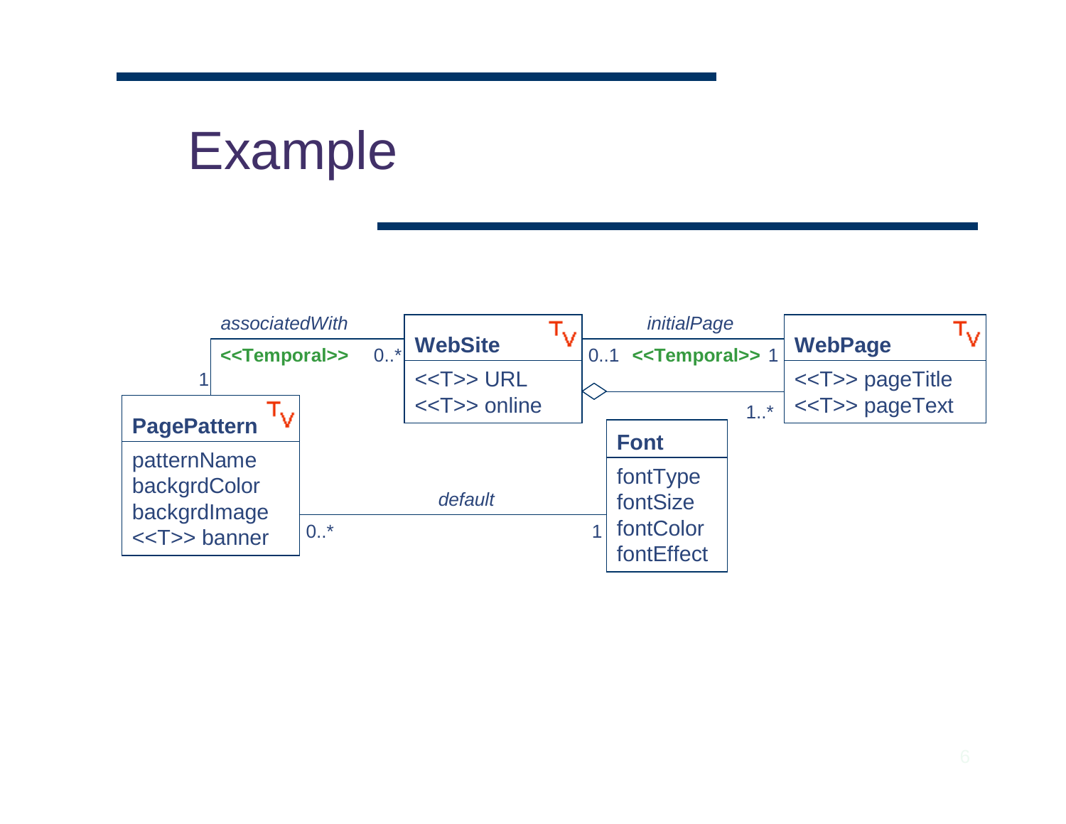# Example

associatedWith

**<<Temporal>>**

1 — 0..*

**WebSite** $T_V$

<<T>> URL
<<T>> online

initialPage

0..1 **<<Temporal>>** 1

1..*

**WebPage** $T_V$

<<T>> pageTitle
<<T>> pageText

**PagePattern** $T_V$

patternName
backgrdColor
backgrdImage
<<T>> banner

default

0..* — 1

**Font**

fontType
fontSize
fontColor
fontEffect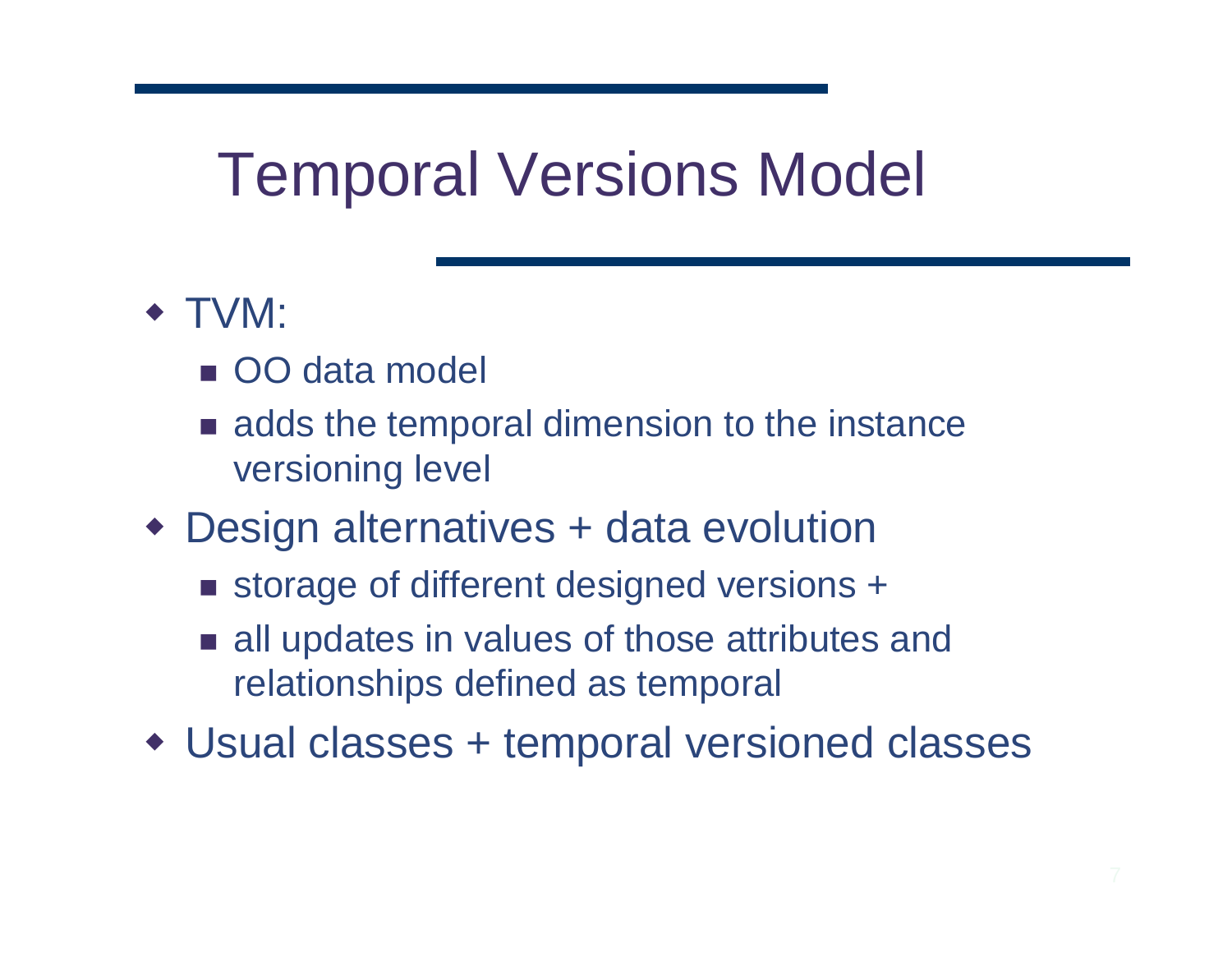# Temporal Versions Model

- TVM:
  - OO data model
  - adds the temporal dimension to the instance versioning level
- Design alternatives + data evolution
  - storage of different designed versions +
  - all updates in values of those attributes and relationships defined as temporal
- Usual classes + temporal versioned classes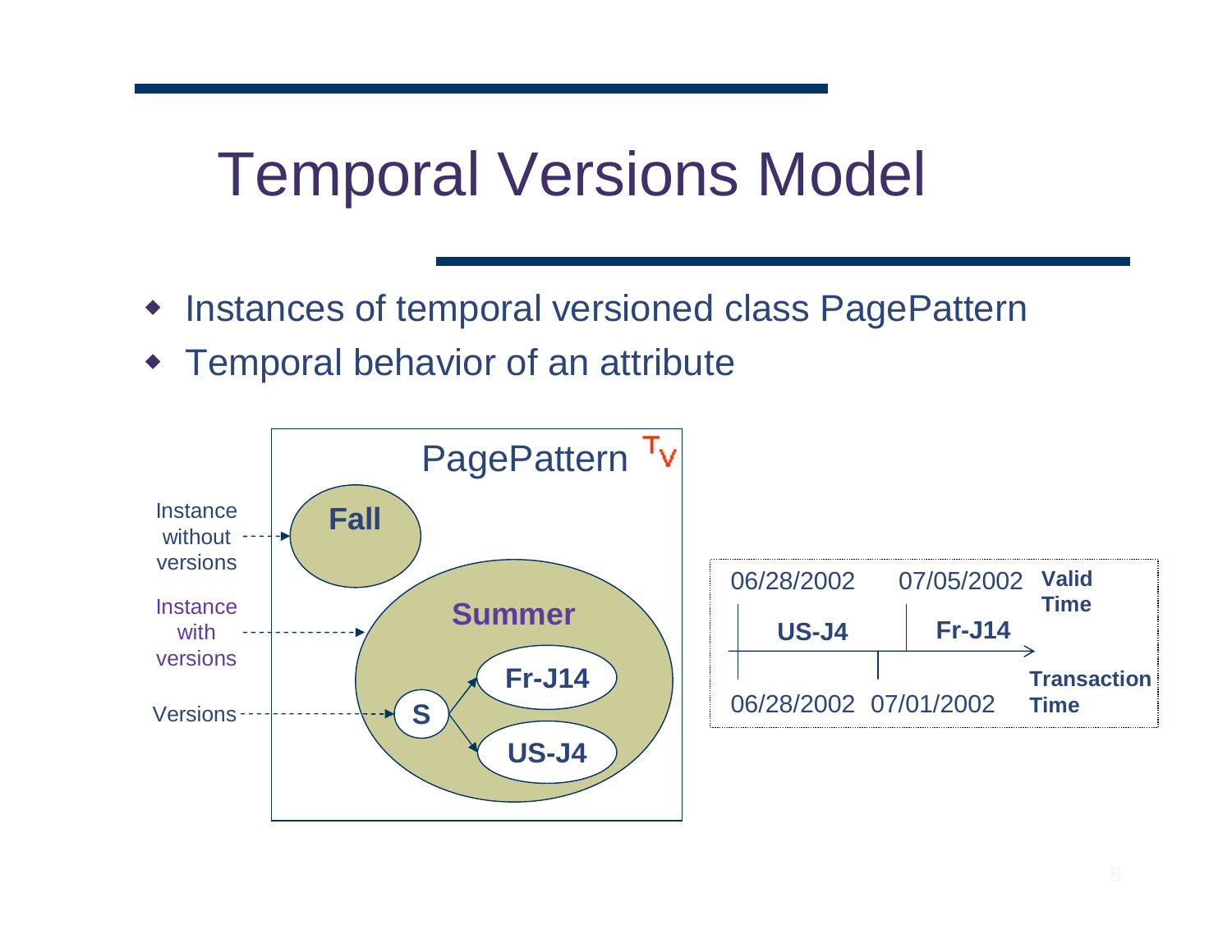# Temporal Versions Model

- Instances of temporal versioned class PagePattern
- Temporal behavior of an attribute

PagePattern $T_V$

Instance without versions → Fall

Instance with versions → Summer

Versions → S → Fr-J14, US-J4

| 06/28/2002 | 07/05/2002 | Valid Time |
|---|---|---|
| US-J4 | Fr-J14 | |
| 06/28/2002 | 07/01/2002 | Transaction Time |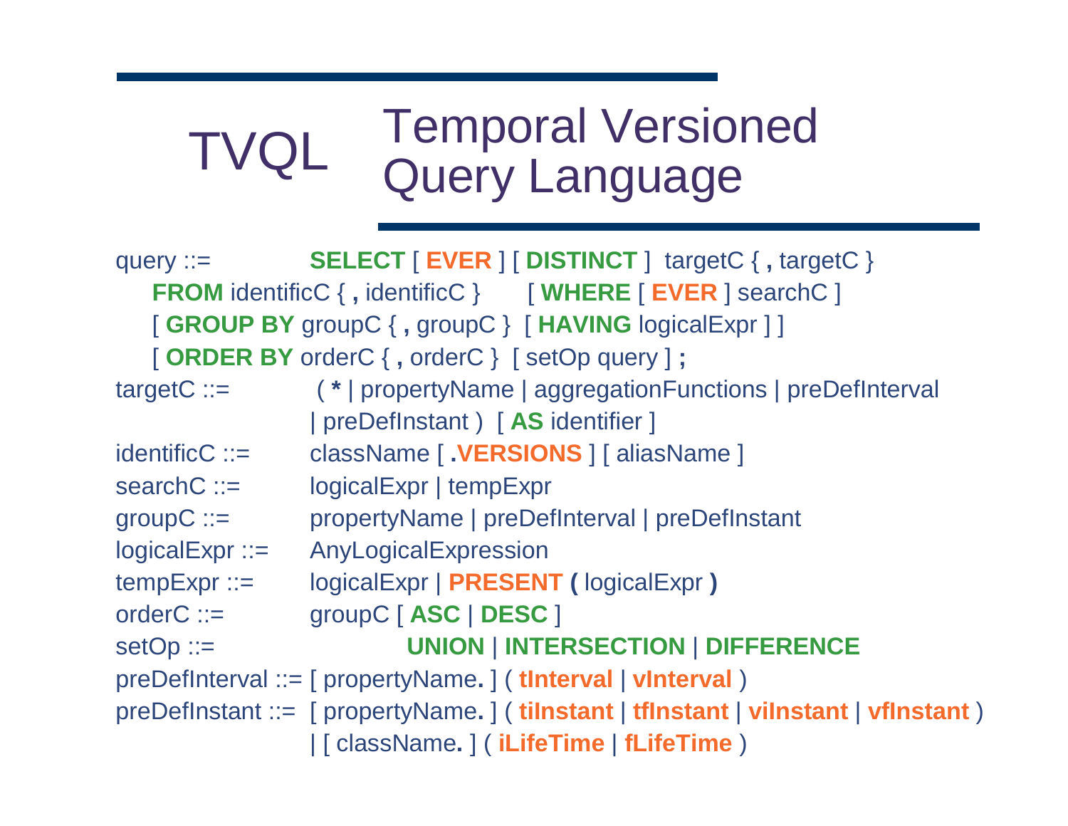# TVQL Temporal Versioned Query Language

```
query ::=           SELECT [ EVER ] [ DISTINCT ]  targetC { , targetC }
    FROM identificC { , identificC }      [ WHERE [ EVER ] searchC ]
    [ GROUP BY groupC { , groupC }  [ HAVING logicalExpr ] ]
    [ ORDER BY orderC { , orderC }  [ setOp query ] ;
targetC ::=         ( * | propertyName | aggregationFunctions | preDefInterval
                    | preDefInstant )  [ AS identifier ]
identificC ::=      className [ .VERSIONS ] [ aliasName ]
searchC ::=         logicalExpr | tempExpr
groupC ::=          propertyName | preDefInterval | preDefInstant
logicalExpr ::=     AnyLogicalExpression
tempExpr ::=        logicalExpr | PRESENT ( logicalExpr )
orderC ::=          groupC [ ASC | DESC ]
setOp ::=                    UNION | INTERSECTION | DIFFERENCE
preDefInterval ::= [ propertyName. ] ( tInterval | vInterval )
preDefInstant ::=  [ propertyName. ] ( tiInstant | tfInstant | viInstant | vfInstant )
                    | [ className. ] ( iLifeTime | fLifeTime )
```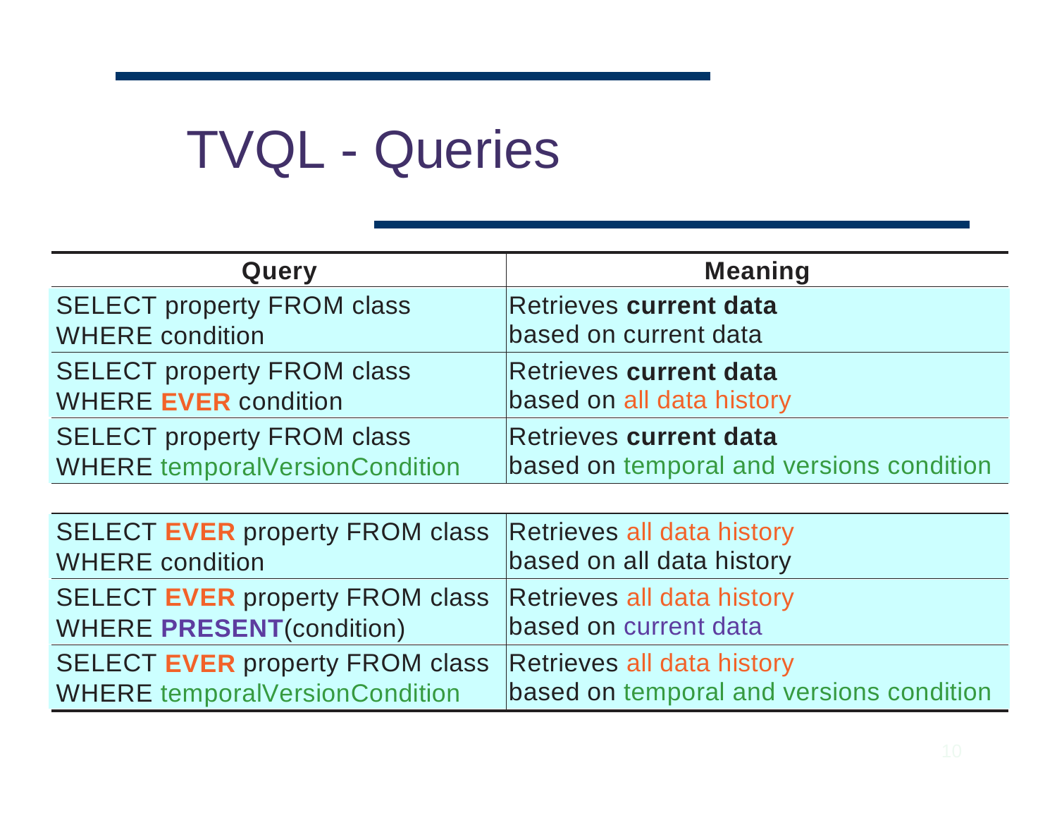# TVQL - Queries

| Query | Meaning |
|---|---|
| SELECT property FROM class WHERE condition | Retrieves **current data** based on current data |
| SELECT property FROM class WHERE **EVER** condition | Retrieves **current data** based on all data history |
| SELECT property FROM class WHERE temporalVersionCondition | Retrieves **current data** based on temporal and versions condition |
| SELECT **EVER** property FROM class WHERE condition | Retrieves all data history based on all data history |
| SELECT **EVER** property FROM class WHERE **PRESENT**(condition) | Retrieves all data history based on current data |
| SELECT **EVER** property FROM class WHERE temporalVersionCondition | Retrieves all data history based on temporal and versions condition |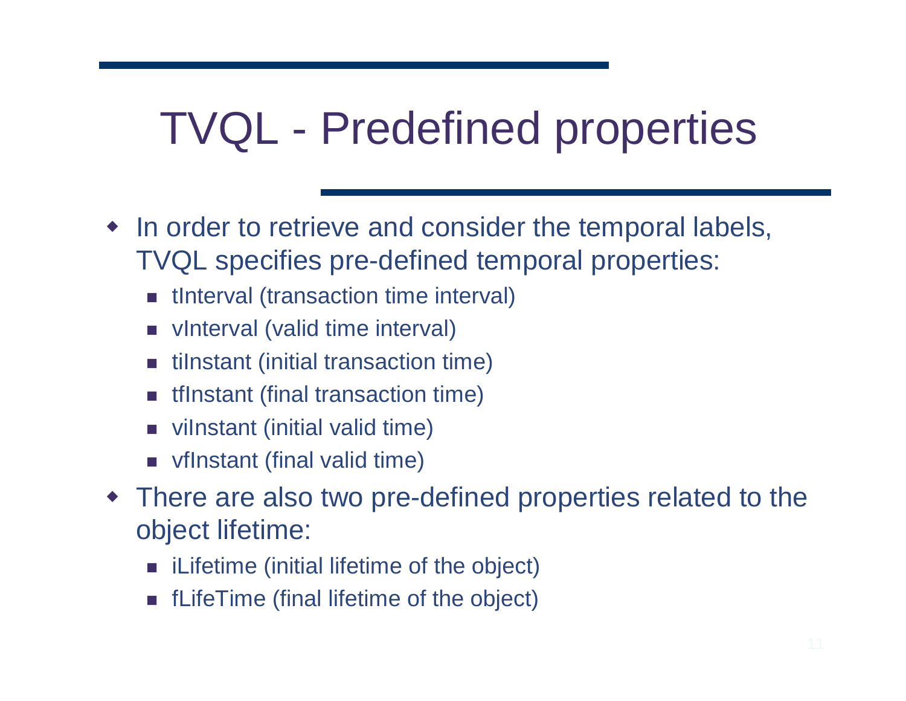# TVQL - Predefined properties

- In order to retrieve and consider the temporal labels, TVQL specifies pre-defined temporal properties:
  - tInterval (transaction time interval)
  - vInterval (valid time interval)
  - tiInstant (initial transaction time)
  - tfInstant (final transaction time)
  - viInstant (initial valid time)
  - vfInstant (final valid time)
- There are also two pre-defined properties related to the object lifetime:
  - iLifetime (initial lifetime of the object)
  - fLifeTime (final lifetime of the object)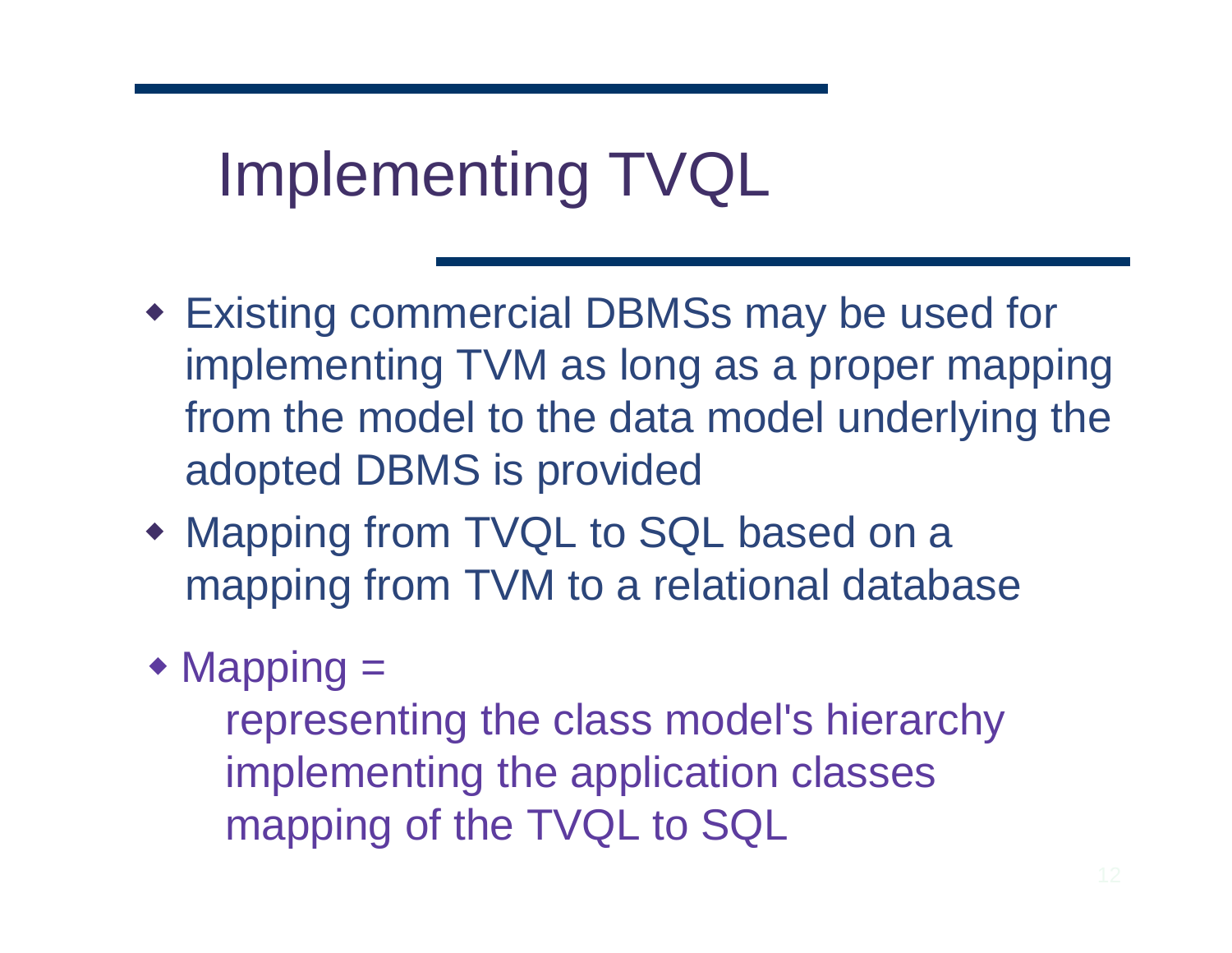# Implementing TVQL

- Existing commercial DBMSs may be used for implementing TVM as long as a proper mapping from the model to the data model underlying the adopted DBMS is provided
- Mapping from TVQL to SQL based on a mapping from TVM to a relational database
- Mapping =
  - representing the class model's hierarchy
  - implementing the application classes
  - mapping of the TVQL to SQL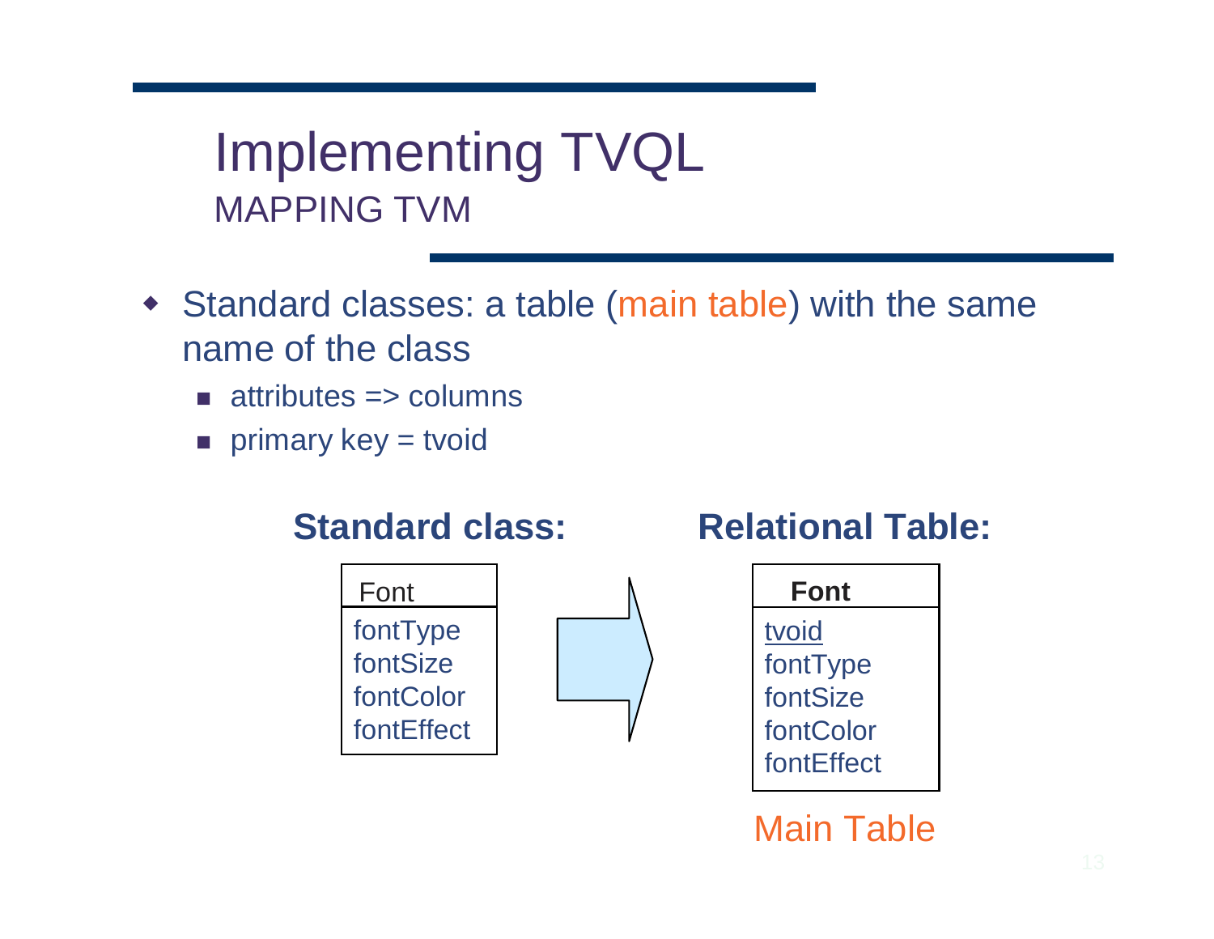# Implementing TVQL

## MAPPING TVM

- Standard classes: a table (main table) with the same name of the class
  - attributes => columns
  - primary key = tvoid

**Standard class:**

| Font |
|---|
| fontType |
| fontSize |
| fontColor |
| fontEffect |

**Relational Table:**

| **Font** |
|---|
| <u>tvoid</u> |
| fontType |
| fontSize |
| fontColor |
| fontEffect |

Main Table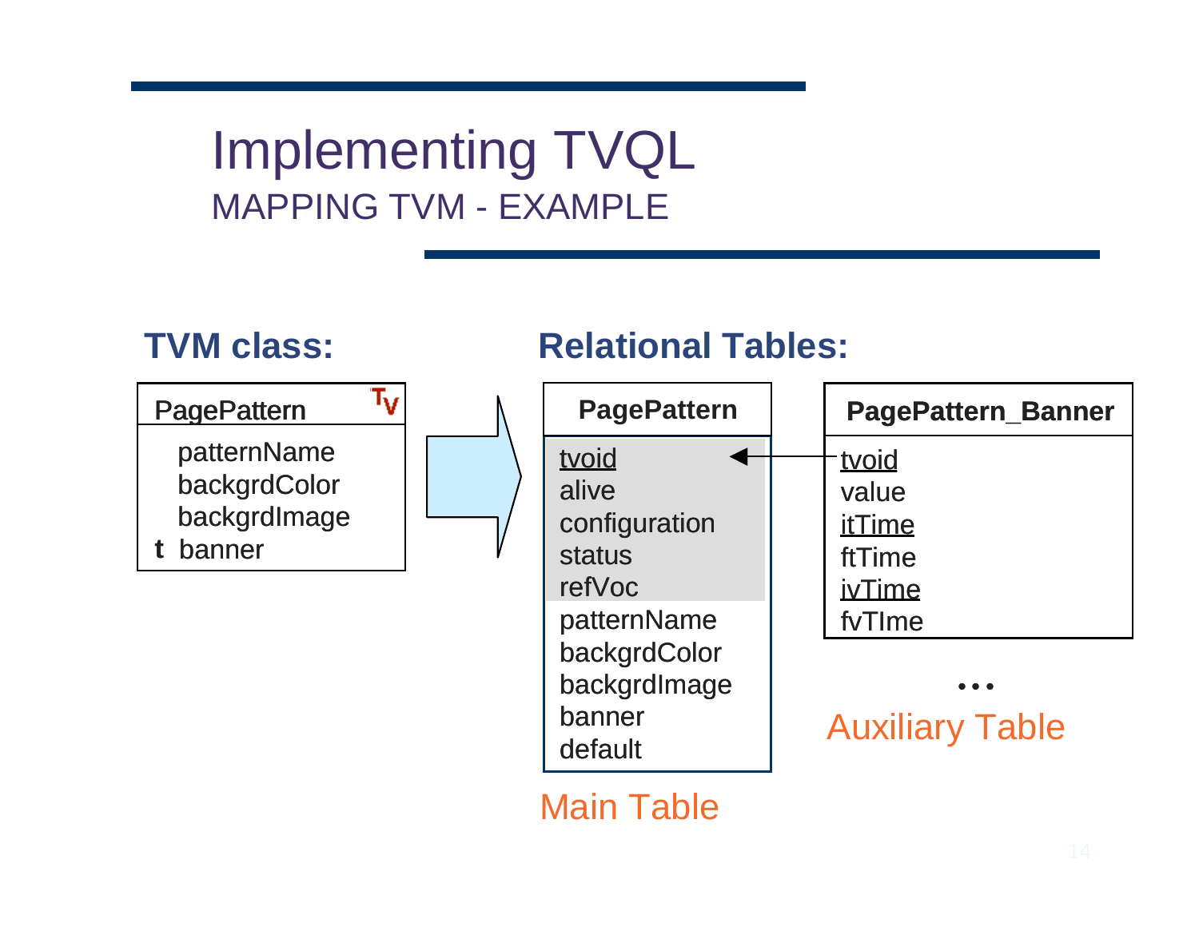# Implementing TVQL

## MAPPING TVM - EXAMPLE

**TVM class:**

| PagePattern |
|---|
| patternName |
| backgrdColor |
| backgrdImage |
| t banner |

**Relational Tables:**

| PagePattern |
|---|
| tvoid |
| alive |
| configuration |
| status |
| refVoc |
| patternName |
| backgrdColor |
| backgrdImage |
| banner |
| default |

Main Table

| PagePattern_Banner |
|---|
| tvoid |
| value |
| itTime |
| ftTime |
| ivTime |
| fvTIme |

...

Auxiliary Table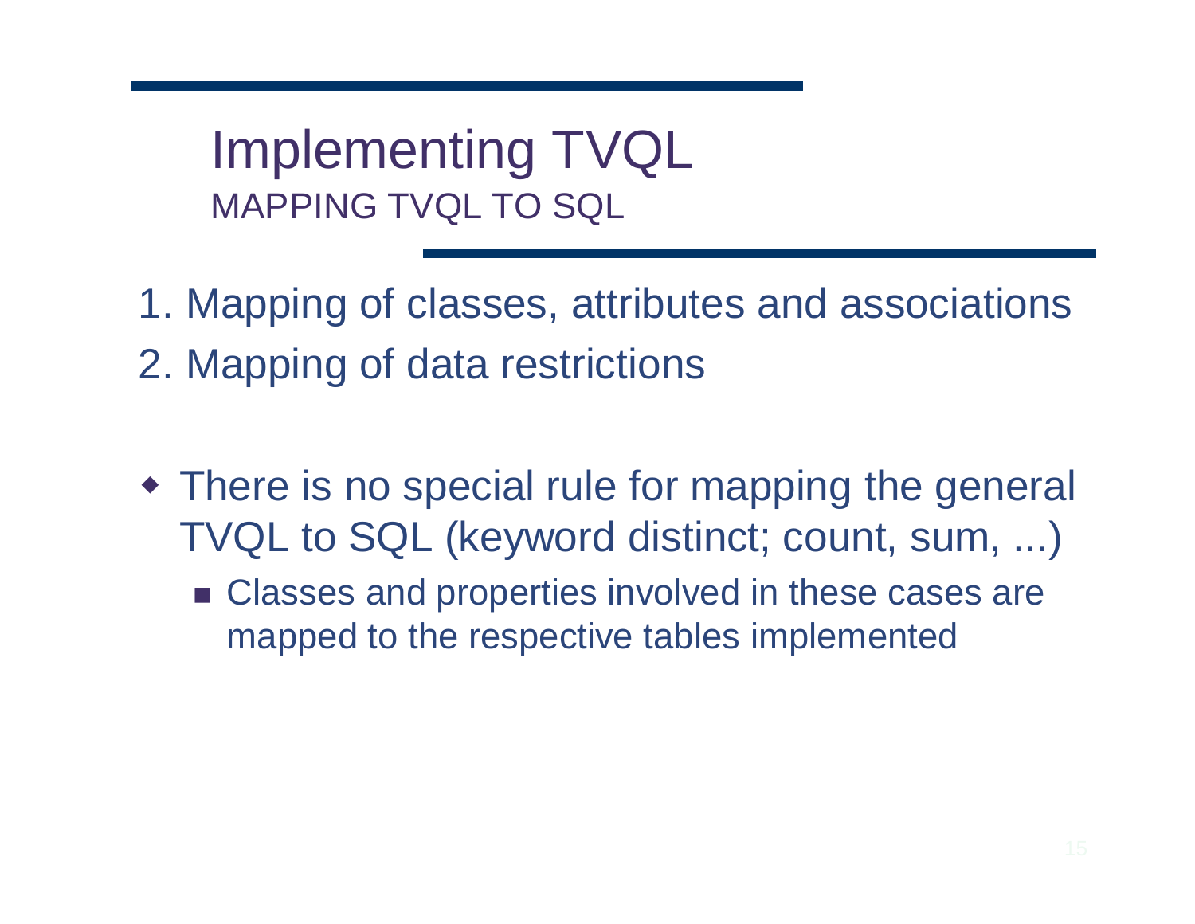# Implementing TVQL

## MAPPING TVQL TO SQL

1. Mapping of classes, attributes and associations
2. Mapping of data restrictions

- There is no special rule for mapping the general TVQL to SQL (keyword distinct; count, sum, ...)
  - Classes and properties involved in these cases are mapped to the respective tables implemented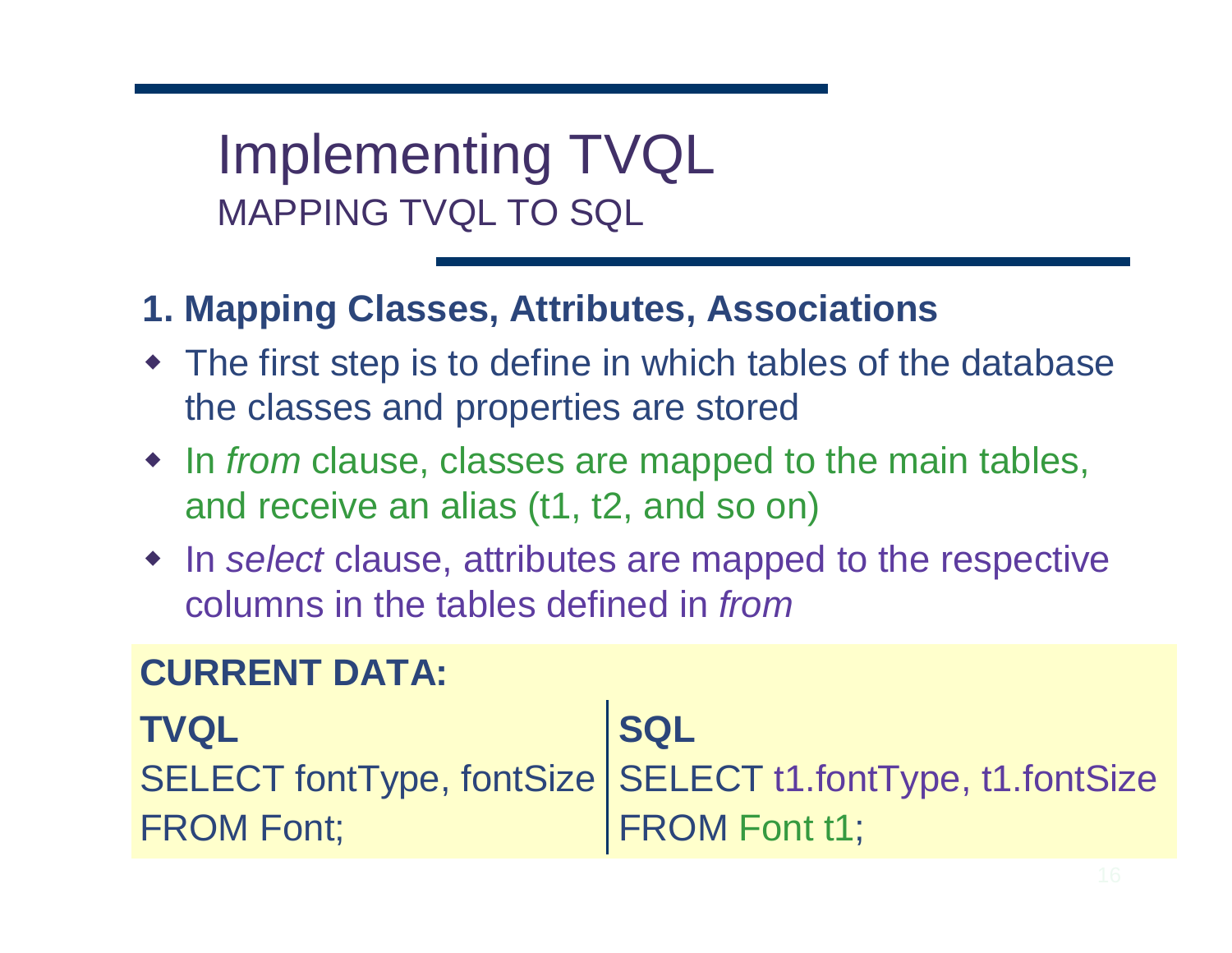# Implementing TVQL
## MAPPING TVQL TO SQL

### 1. Mapping Classes, Attributes, Associations

- The first step is to define in which tables of the database the classes and properties are stored
- In *from* clause, classes are mapped to the main tables, and receive an alias (t1, t2, and so on)
- In *select* clause, attributes are mapped to the respective columns in the tables defined in *from*

**CURRENT DATA:**

| **TVQL** | **SQL** |
|---|---|
| SELECT fontType, fontSize | SELECT t1.fontType, t1.fontSize |
| FROM Font; | FROM Font t1; |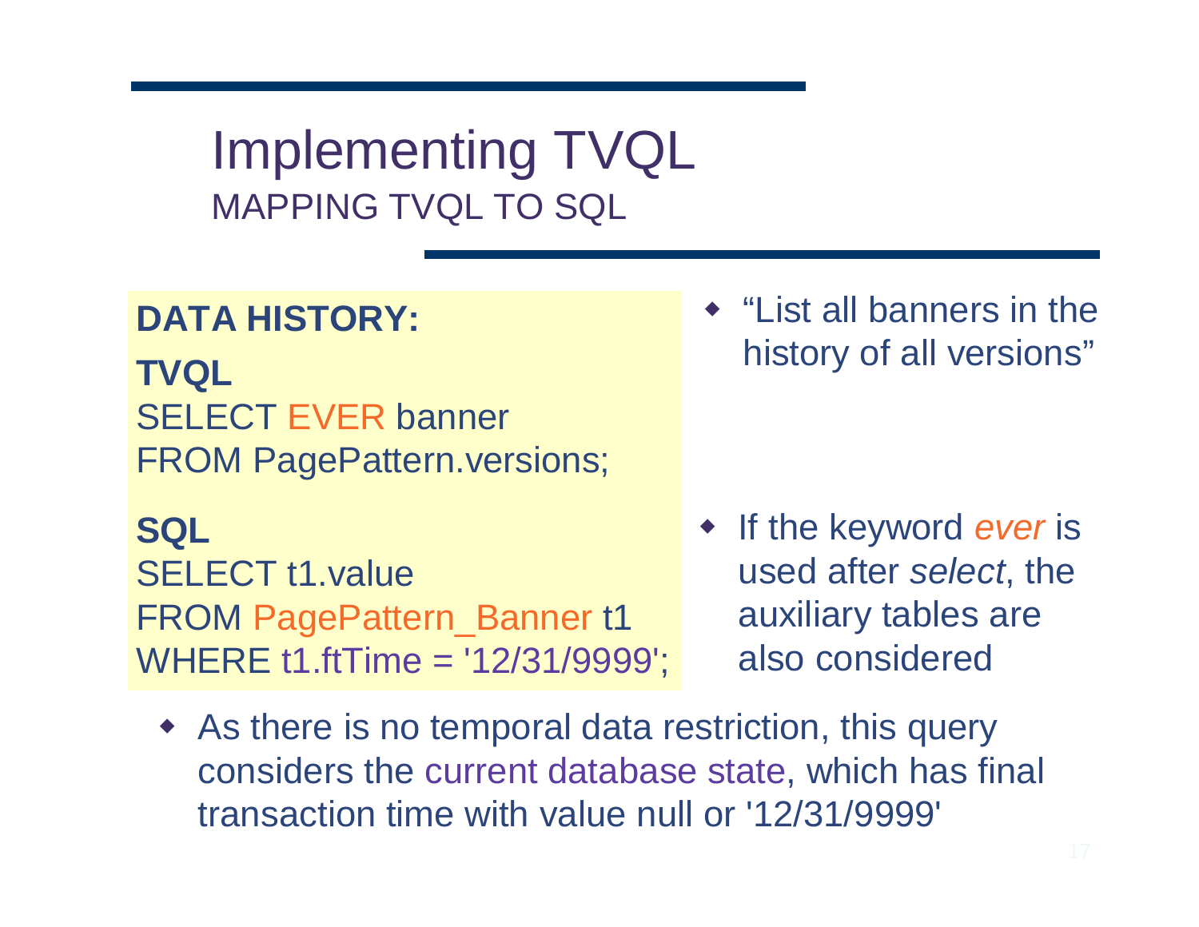# Implementing TVQL

## MAPPING TVQL TO SQL

**DATA HISTORY:**

**TVQL**

```
SELECT EVER banner
FROM PagePattern.versions;
```

**SQL**

```
SELECT t1.value
FROM PagePattern_Banner t1
WHERE t1.ftTime = '12/31/9999';
```

- "List all banners in the history of all versions"
- If the keyword *ever* is used after *select*, the auxiliary tables are also considered
- As there is no temporal data restriction, this query considers the current database state, which has final transaction time with value null or '12/31/9999'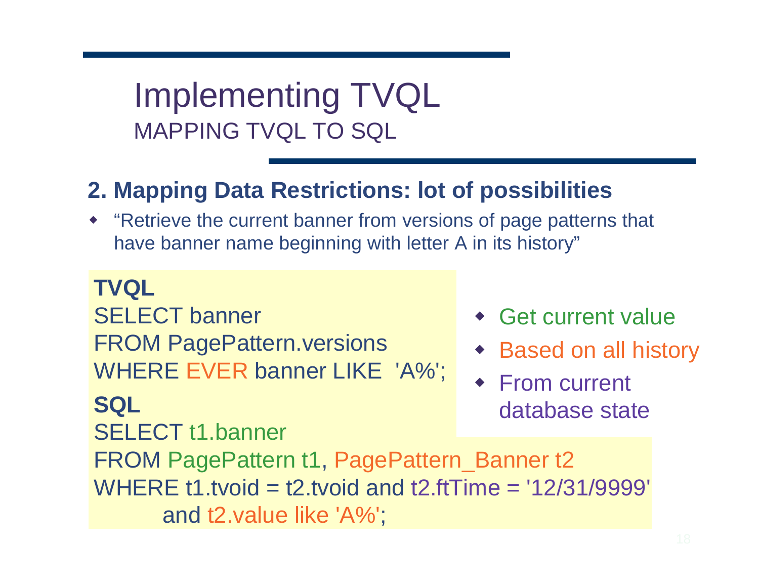# Implementing TVQL

## MAPPING TVQL TO SQL

### 2. Mapping Data Restrictions: lot of possibilities

- "Retrieve the current banner from versions of page patterns that have banner name beginning with letter A in its history"

**TVQL**

```
SELECT banner
FROM PagePattern.versions
WHERE EVER banner LIKE  'A%';
```

**SQL**

```
SELECT t1.banner
FROM PagePattern t1, PagePattern_Banner t2
WHERE t1.tvoid = t2.tvoid and t2.ftTime = '12/31/9999'
      and t2.value like 'A%';
```

- Get current value
- Based on all history
- From current database state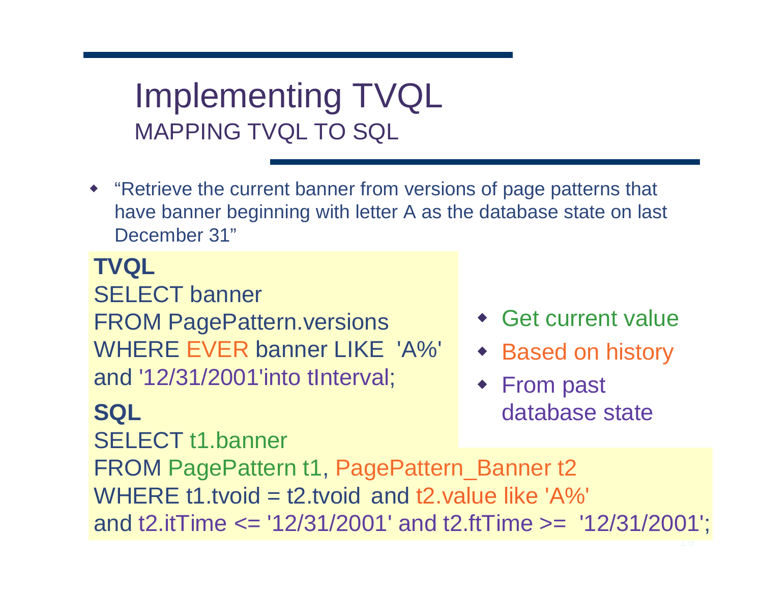# Implementing TVQL

## MAPPING TVQL TO SQL

- "Retrieve the current banner from versions of page patterns that have banner beginning with letter A as the database state on last December 31"

**TVQL**

```
SELECT banner
FROM PagePattern.versions
WHERE EVER banner LIKE  'A%'
and '12/31/2001'into tInterval;
```

**SQL**

```
SELECT t1.banner
FROM PagePattern t1, PagePattern_Banner t2
WHERE t1.tvoid = t2.tvoid  and t2.value like 'A%'
and t2.itTime <= '12/31/2001' and t2.ftTime >=  '12/31/2001';
```

- Get current value
- Based on history
- From past database state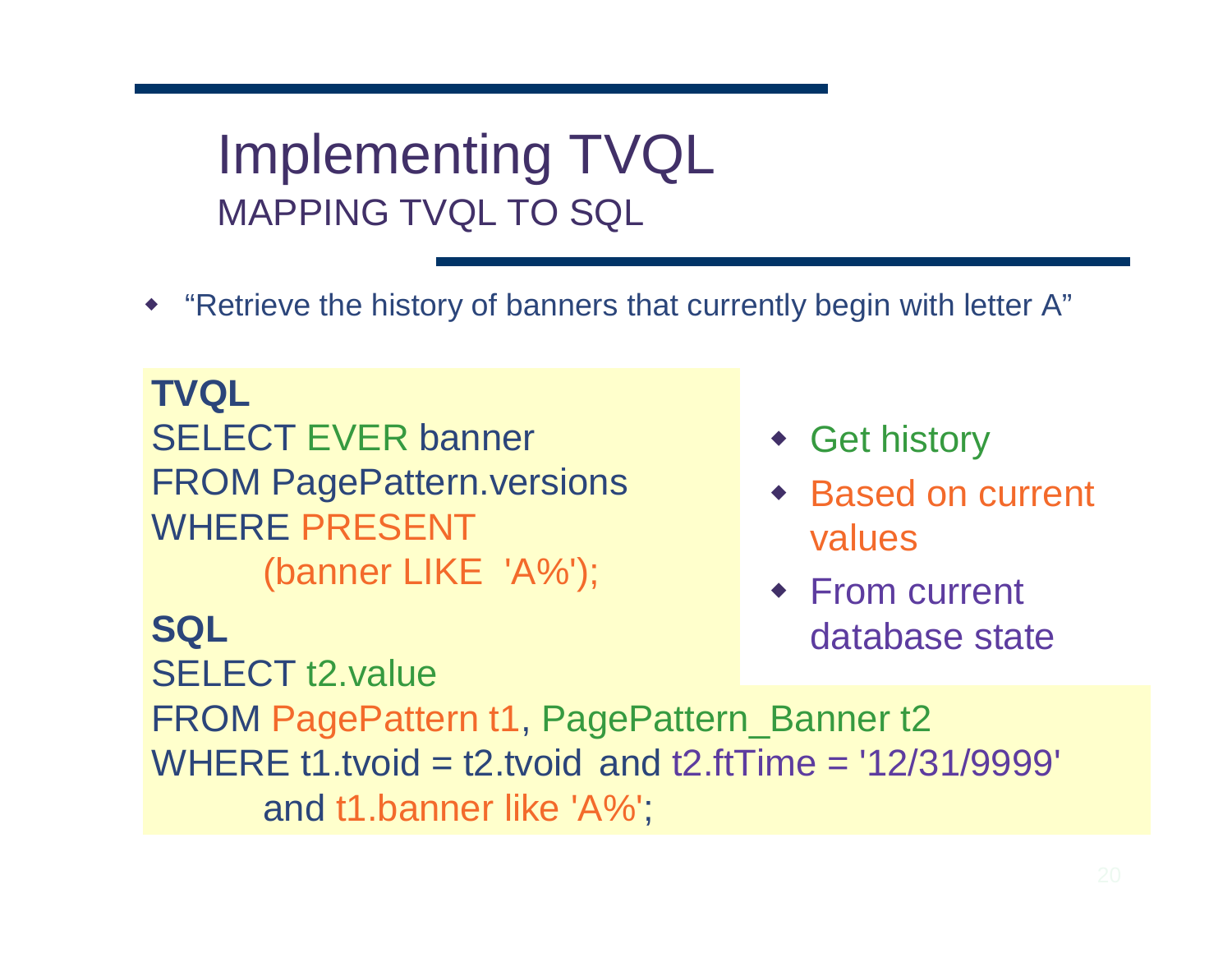# Implementing TVQL

## MAPPING TVQL TO SQL

- "Retrieve the history of banners that currently begin with letter A"

**TVQL**

```
SELECT EVER banner
FROM PagePattern.versions
WHERE PRESENT
      (banner LIKE  'A%');
```

**SQL**

```
SELECT t2.value
FROM PagePattern t1, PagePattern_Banner t2
WHERE t1.tvoid = t2.tvoid  and t2.ftTime = '12/31/9999'
      and t1.banner like 'A%';
```

- Get history
- Based on current values
- From current database state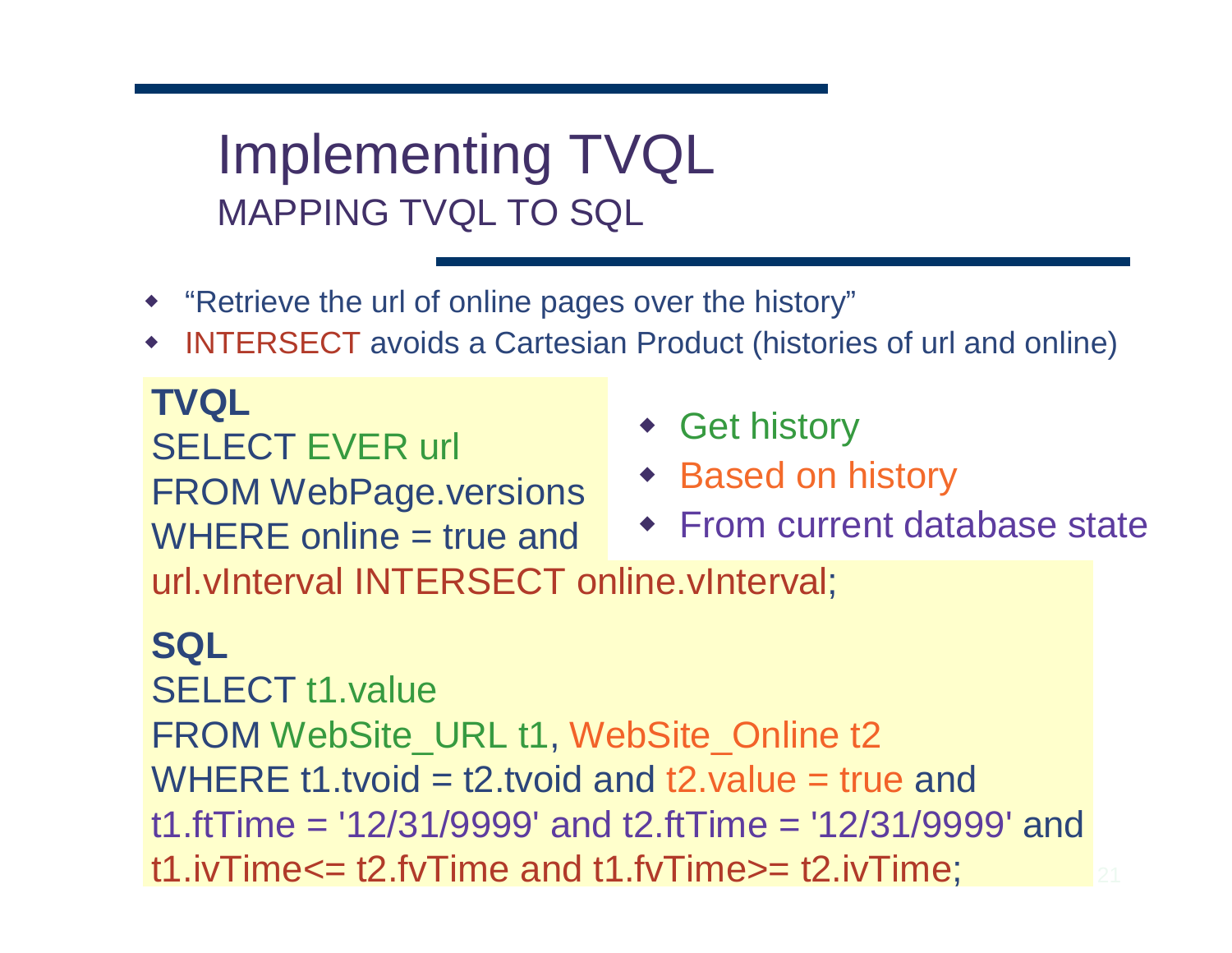# Implementing TVQL

## MAPPING TVQL TO SQL

- "Retrieve the url of online pages over the history"
- INTERSECT avoids a Cartesian Product (histories of url and online)

**TVQL**

```
SELECT EVER url
FROM WebPage.versions
WHERE online = true and
url.vInterval INTERSECT online.vInterval;
```

- Get history
- Based on history
- From current database state

**SQL**

```
SELECT t1.value
FROM WebSite_URL t1, WebSite_Online t2
WHERE t1.tvoid = t2.tvoid and t2.value = true and
t1.ftTime = '12/31/9999' and t2.ftTime = '12/31/9999' and
t1.ivTime<= t2.fvTime and t1.fvTime>= t2.ivTime;
```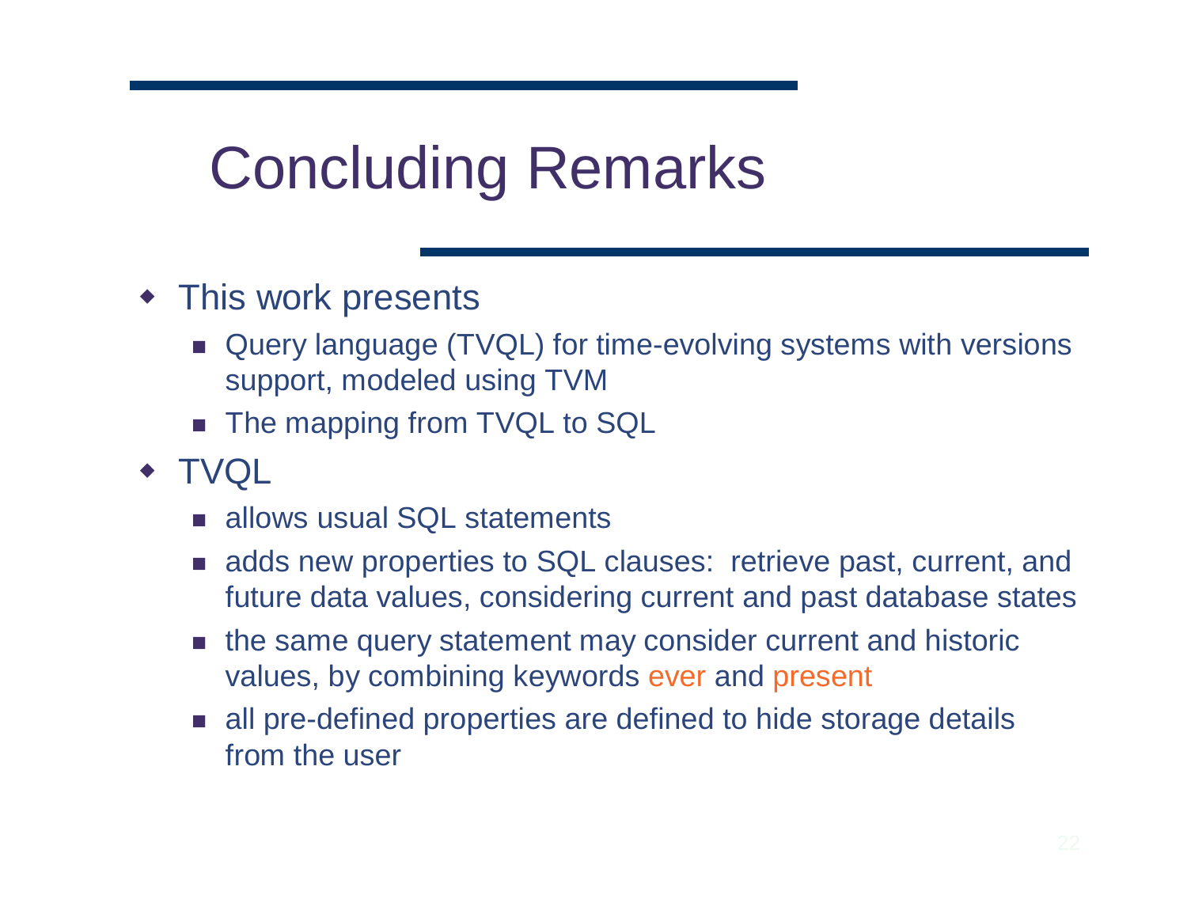# Concluding Remarks

- This work presents
  - Query language (TVQL) for time-evolving systems with versions support, modeled using TVM
  - The mapping from TVQL to SQL
- TVQL
  - allows usual SQL statements
  - adds new properties to SQL clauses: retrieve past, current, and future data values, considering current and past database states
  - the same query statement may consider current and historic values, by combining keywords ever and present
  - all pre-defined properties are defined to hide storage details from the user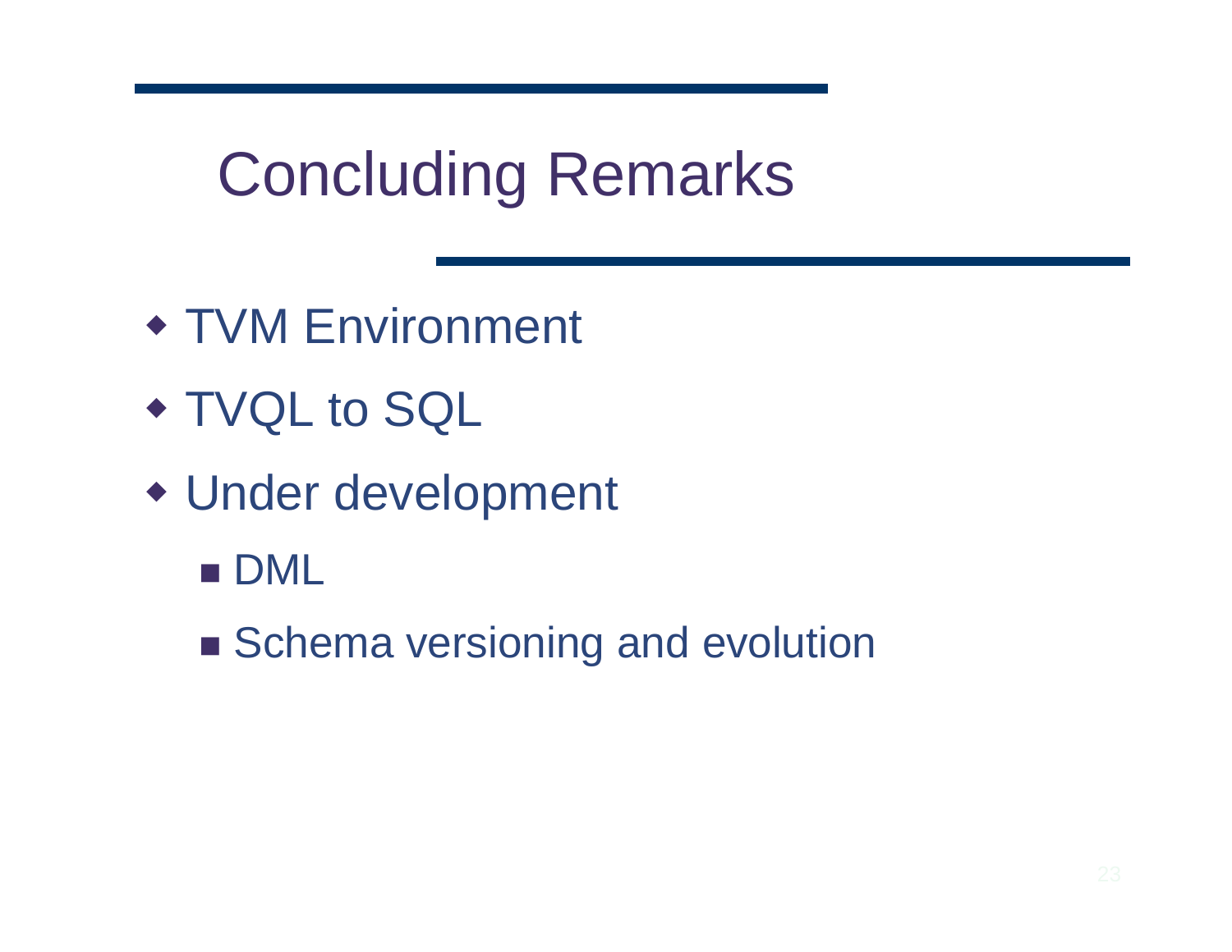# Concluding Remarks

- TVM Environment
- TVQL to SQL
- Under development
  - DML
  - Schema versioning and evolution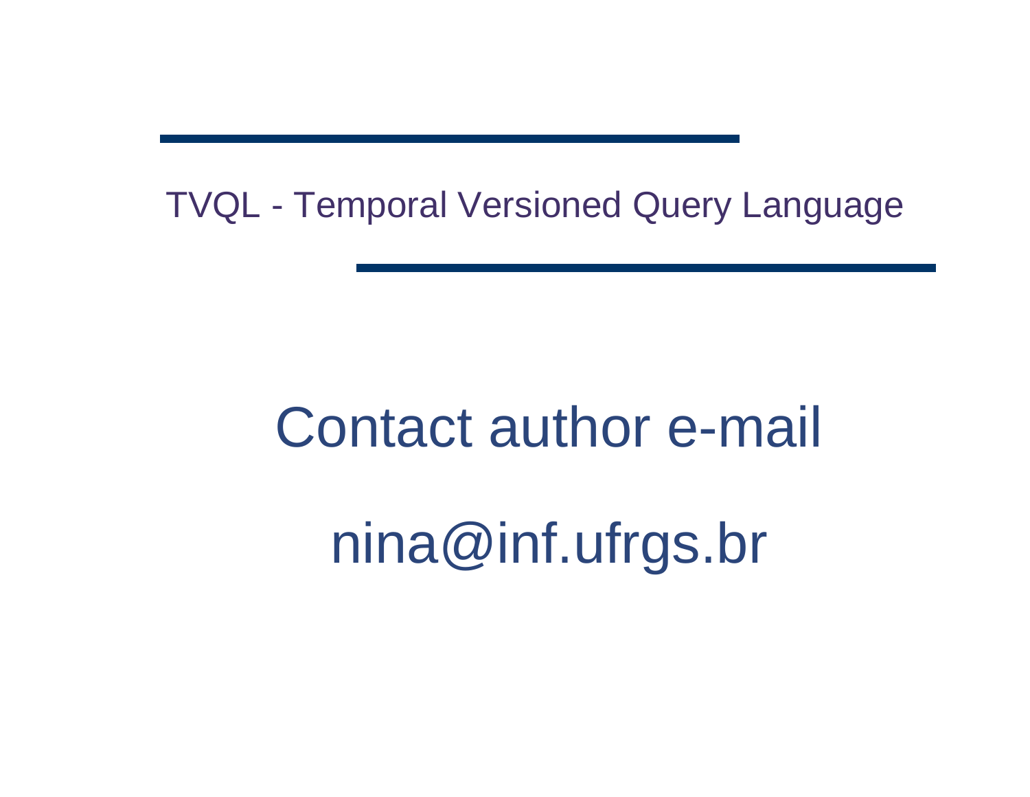TVQL - Temporal Versioned Query Language

# Contact author e-mail

# nina@inf.ufrgs.br